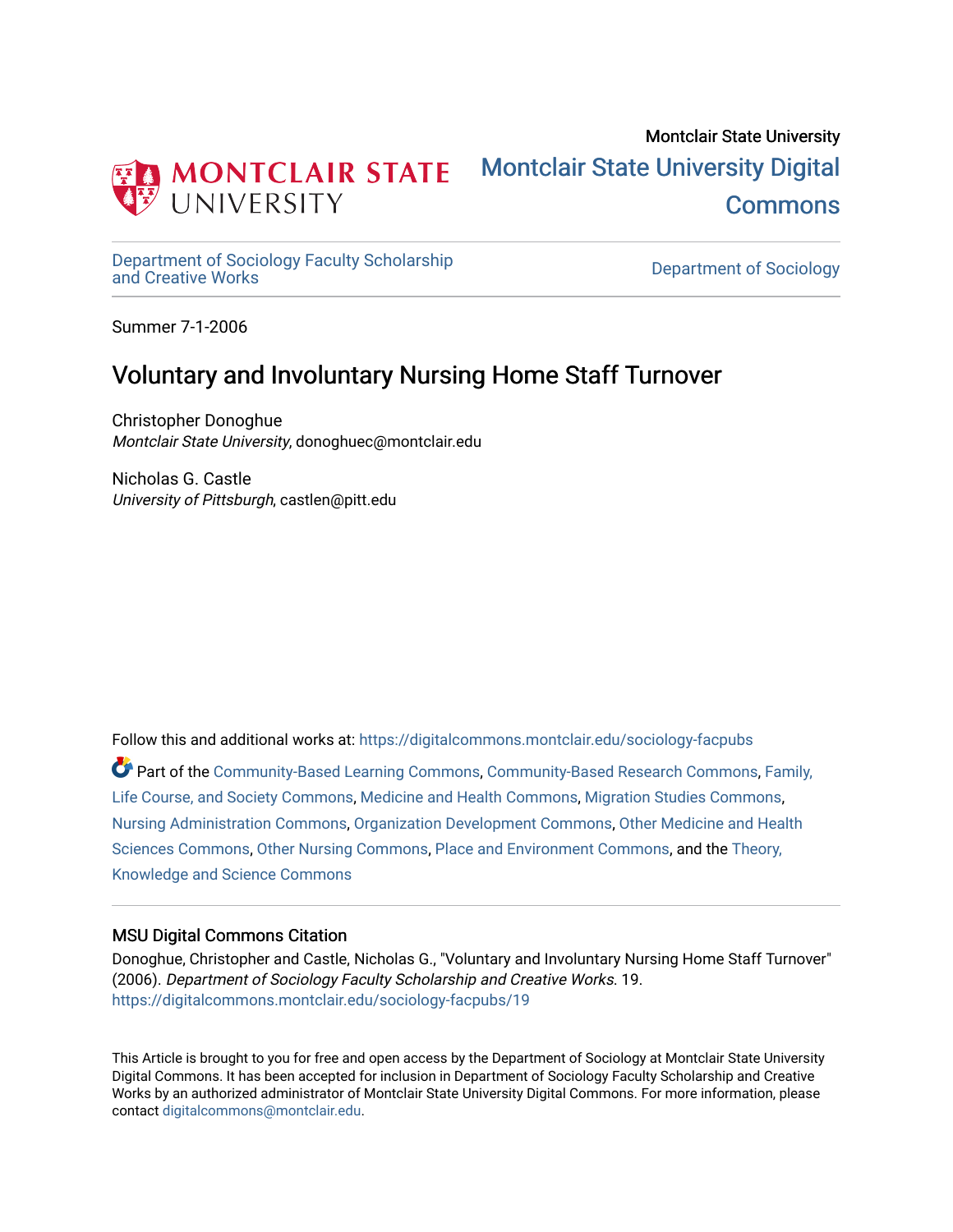Montclair State University

# Montclair State University Digital Commons

Department of Sociology Faculty Scholarship and Creative Works

Department of Sociology

Summer 7-1-2006

## Voluntary and Involuntary Nursing Home Staff Turnover

Christopher Donoghue
*Montclair State University*, donoghuec@montclair.edu

Nicholas G. Castle
*University of Pittsburgh*, castlen@pitt.edu

Follow this and additional works at: https://digitalcommons.montclair.edu/sociology-facpubs

Part of the Community-Based Learning Commons, Community-Based Research Commons, Family, Life Course, and Society Commons, Medicine and Health Commons, Migration Studies Commons, Nursing Administration Commons, Organization Development Commons, Other Medicine and Health Sciences Commons, Other Nursing Commons, Place and Environment Commons, and the Theory, Knowledge and Science Commons

### MSU Digital Commons Citation

Donoghue, Christopher and Castle, Nicholas G., "Voluntary and Involuntary Nursing Home Staff Turnover" (2006). *Department of Sociology Faculty Scholarship and Creative Works*. 19.
https://digitalcommons.montclair.edu/sociology-facpubs/19

This Article is brought to you for free and open access by the Department of Sociology at Montclair State University Digital Commons. It has been accepted for inclusion in Department of Sociology Faculty Scholarship and Creative Works by an authorized administrator of Montclair State University Digital Commons. For more information, please contact digitalcommons@montclair.edu.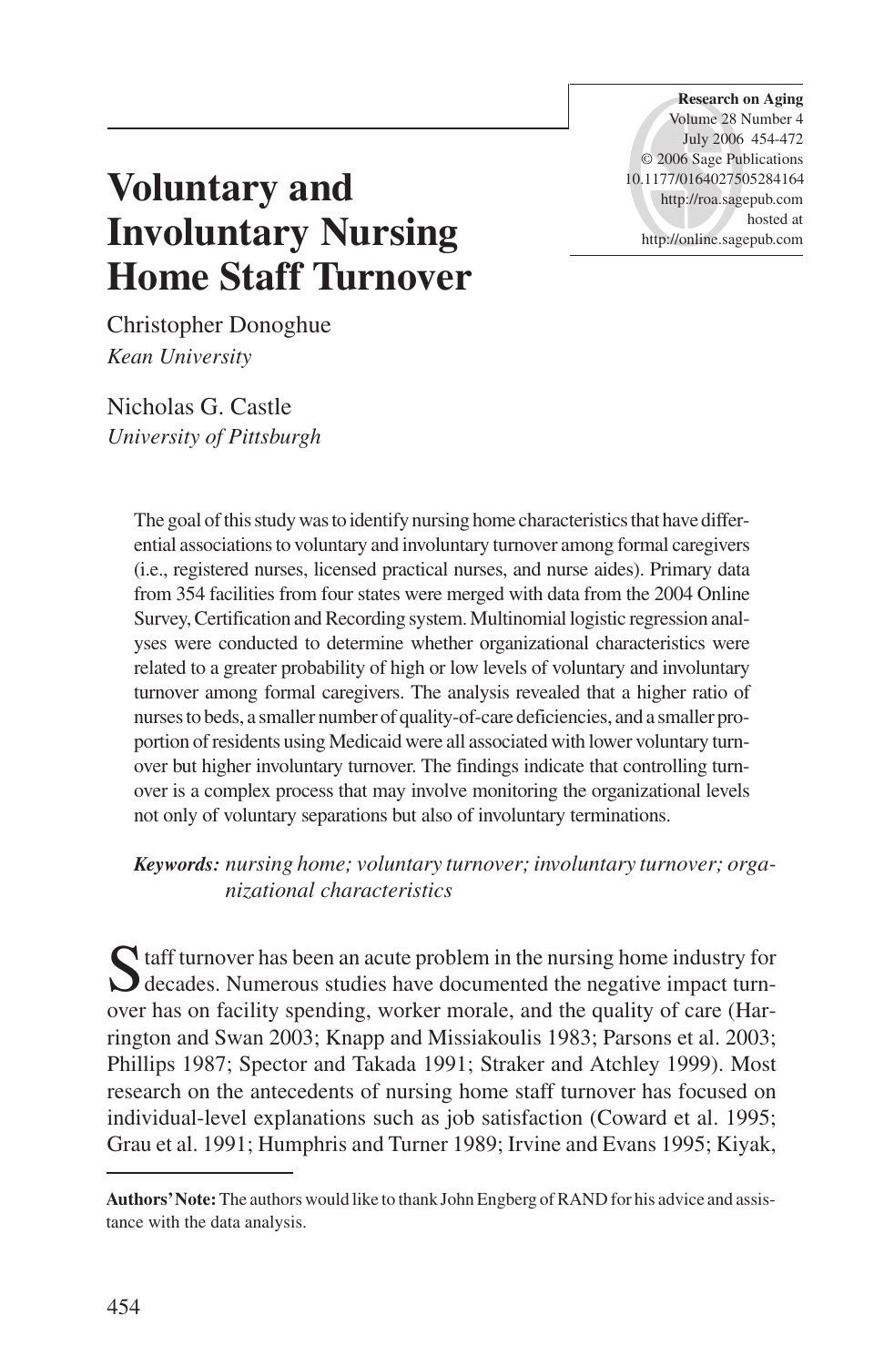# Voluntary and Involuntary Nursing Home Staff Turnover

Christopher Donoghue
*Kean University*

Nicholas G. Castle
*University of Pittsburgh*

The goal of this study was to identify nursing home characteristics that have differential associations to voluntary and involuntary turnover among formal caregivers (i.e., registered nurses, licensed practical nurses, and nurse aides). Primary data from 354 facilities from four states were merged with data from the 2004 Online Survey, Certification and Recording system. Multinomial logistic regression analyses were conducted to determine whether organizational characteristics were related to a greater probability of high or low levels of voluntary and involuntary turnover among formal caregivers. The analysis revealed that a higher ratio of nurses to beds, a smaller number of quality-of-care deficiencies, and a smaller proportion of residents using Medicaid were all associated with lower voluntary turnover but higher involuntary turnover. The findings indicate that controlling turnover is a complex process that may involve monitoring the organizational levels not only of voluntary separations but also of involuntary terminations.

***Keywords:*** *nursing home; voluntary turnover; involuntary turnover; organizational characteristics*

Staff turnover has been an acute problem in the nursing home industry for decades. Numerous studies have documented the negative impact turnover has on facility spending, worker morale, and the quality of care (Harrington and Swan 2003; Knapp and Missiakoulis 1983; Parsons et al. 2003; Phillips 1987; Spector and Takada 1991; Straker and Atchley 1999). Most research on the antecedents of nursing home staff turnover has focused on individual-level explanations such as job satisfaction (Coward et al. 1995; Grau et al. 1991; Humphris and Turner 1989; Irvine and Evans 1995; Kiyak,

**Authors' Note:** The authors would like to thank John Engberg of RAND for his advice and assistance with the data analysis.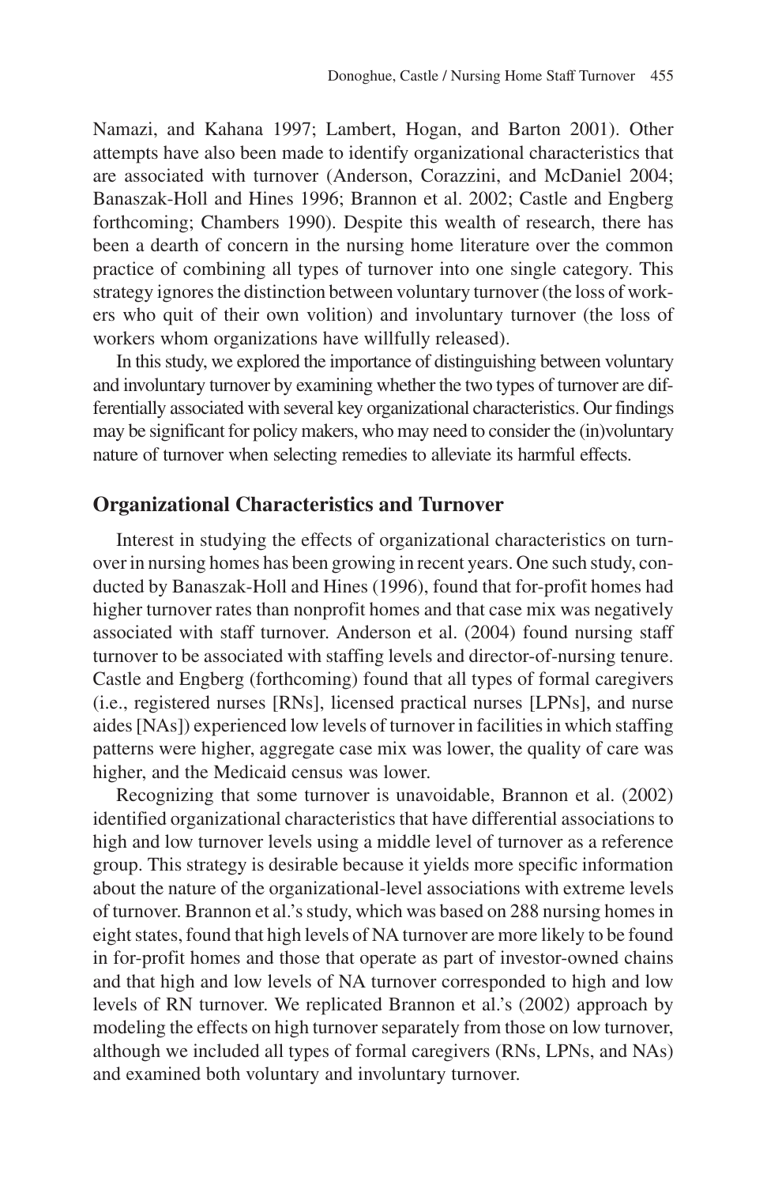Namazi, and Kahana 1997; Lambert, Hogan, and Barton 2001). Other attempts have also been made to identify organizational characteristics that are associated with turnover (Anderson, Corazzini, and McDaniel 2004; Banaszak-Holl and Hines 1996; Brannon et al. 2002; Castle and Engberg forthcoming; Chambers 1990). Despite this wealth of research, there has been a dearth of concern in the nursing home literature over the common practice of combining all types of turnover into one single category. This strategy ignores the distinction between voluntary turnover (the loss of workers who quit of their own volition) and involuntary turnover (the loss of workers whom organizations have willfully released).

In this study, we explored the importance of distinguishing between voluntary and involuntary turnover by examining whether the two types of turnover are differentially associated with several key organizational characteristics. Our findings may be significant for policy makers, who may need to consider the (in)voluntary nature of turnover when selecting remedies to alleviate its harmful effects.

## Organizational Characteristics and Turnover

Interest in studying the effects of organizational characteristics on turnover in nursing homes has been growing in recent years. One such study, conducted by Banaszak-Holl and Hines (1996), found that for-profit homes had higher turnover rates than nonprofit homes and that case mix was negatively associated with staff turnover. Anderson et al. (2004) found nursing staff turnover to be associated with staffing levels and director-of-nursing tenure. Castle and Engberg (forthcoming) found that all types of formal caregivers (i.e., registered nurses [RNs], licensed practical nurses [LPNs], and nurse aides [NAs]) experienced low levels of turnover in facilities in which staffing patterns were higher, aggregate case mix was lower, the quality of care was higher, and the Medicaid census was lower.

Recognizing that some turnover is unavoidable, Brannon et al. (2002) identified organizational characteristics that have differential associations to high and low turnover levels using a middle level of turnover as a reference group. This strategy is desirable because it yields more specific information about the nature of the organizational-level associations with extreme levels of turnover. Brannon et al.'s study, which was based on 288 nursing homes in eight states, found that high levels of NA turnover are more likely to be found in for-profit homes and those that operate as part of investor-owned chains and that high and low levels of NA turnover corresponded to high and low levels of RN turnover. We replicated Brannon et al.'s (2002) approach by modeling the effects on high turnover separately from those on low turnover, although we included all types of formal caregivers (RNs, LPNs, and NAs) and examined both voluntary and involuntary turnover.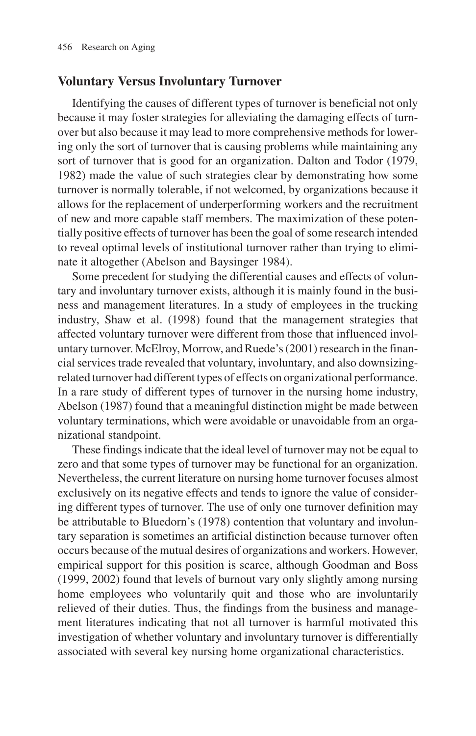## Voluntary Versus Involuntary Turnover

Identifying the causes of different types of turnover is beneficial not only because it may foster strategies for alleviating the damaging effects of turnover but also because it may lead to more comprehensive methods for lowering only the sort of turnover that is causing problems while maintaining any sort of turnover that is good for an organization. Dalton and Todor (1979, 1982) made the value of such strategies clear by demonstrating how some turnover is normally tolerable, if not welcomed, by organizations because it allows for the replacement of underperforming workers and the recruitment of new and more capable staff members. The maximization of these potentially positive effects of turnover has been the goal of some research intended to reveal optimal levels of institutional turnover rather than trying to eliminate it altogether (Abelson and Baysinger 1984).

Some precedent for studying the differential causes and effects of voluntary and involuntary turnover exists, although it is mainly found in the business and management literatures. In a study of employees in the trucking industry, Shaw et al. (1998) found that the management strategies that affected voluntary turnover were different from those that influenced involuntary turnover. McElroy, Morrow, and Ruede's (2001) research in the financial services trade revealed that voluntary, involuntary, and also downsizing-related turnover had different types of effects on organizational performance. In a rare study of different types of turnover in the nursing home industry, Abelson (1987) found that a meaningful distinction might be made between voluntary terminations, which were avoidable or unavoidable from an organizational standpoint.

These findings indicate that the ideal level of turnover may not be equal to zero and that some types of turnover may be functional for an organization. Nevertheless, the current literature on nursing home turnover focuses almost exclusively on its negative effects and tends to ignore the value of considering different types of turnover. The use of only one turnover definition may be attributable to Bluedorn's (1978) contention that voluntary and involuntary separation is sometimes an artificial distinction because turnover often occurs because of the mutual desires of organizations and workers. However, empirical support for this position is scarce, although Goodman and Boss (1999, 2002) found that levels of burnout vary only slightly among nursing home employees who voluntarily quit and those who are involuntarily relieved of their duties. Thus, the findings from the business and management literatures indicating that not all turnover is harmful motivated this investigation of whether voluntary and involuntary turnover is differentially associated with several key nursing home organizational characteristics.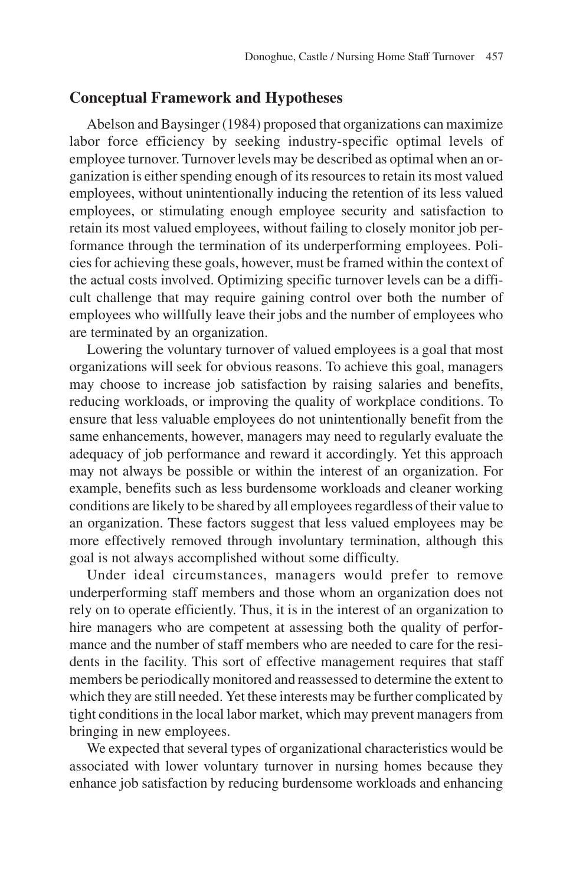## Conceptual Framework and Hypotheses

Abelson and Baysinger (1984) proposed that organizations can maximize labor force efficiency by seeking industry-specific optimal levels of employee turnover. Turnover levels may be described as optimal when an organization is either spending enough of its resources to retain its most valued employees, without unintentionally inducing the retention of its less valued employees, or stimulating enough employee security and satisfaction to retain its most valued employees, without failing to closely monitor job performance through the termination of its underperforming employees. Policies for achieving these goals, however, must be framed within the context of the actual costs involved. Optimizing specific turnover levels can be a difficult challenge that may require gaining control over both the number of employees who willfully leave their jobs and the number of employees who are terminated by an organization.

Lowering the voluntary turnover of valued employees is a goal that most organizations will seek for obvious reasons. To achieve this goal, managers may choose to increase job satisfaction by raising salaries and benefits, reducing workloads, or improving the quality of workplace conditions. To ensure that less valuable employees do not unintentionally benefit from the same enhancements, however, managers may need to regularly evaluate the adequacy of job performance and reward it accordingly. Yet this approach may not always be possible or within the interest of an organization. For example, benefits such as less burdensome workloads and cleaner working conditions are likely to be shared by all employees regardless of their value to an organization. These factors suggest that less valued employees may be more effectively removed through involuntary termination, although this goal is not always accomplished without some difficulty.

Under ideal circumstances, managers would prefer to remove underperforming staff members and those whom an organization does not rely on to operate efficiently. Thus, it is in the interest of an organization to hire managers who are competent at assessing both the quality of performance and the number of staff members who are needed to care for the residents in the facility. This sort of effective management requires that staff members be periodically monitored and reassessed to determine the extent to which they are still needed. Yet these interests may be further complicated by tight conditions in the local labor market, which may prevent managers from bringing in new employees.

We expected that several types of organizational characteristics would be associated with lower voluntary turnover in nursing homes because they enhance job satisfaction by reducing burdensome workloads and enhancing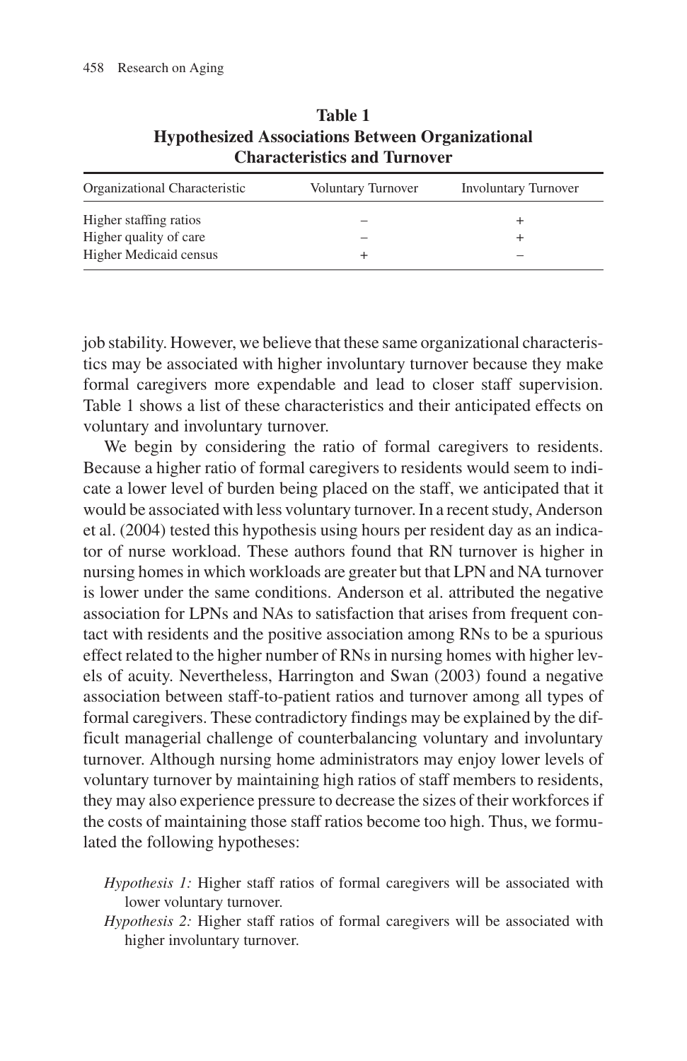**Table 1**
**Hypothesized Associations Between Organizational Characteristics and Turnover**

| Organizational Characteristic | Voluntary Turnover | Involuntary Turnover |
|---|---|---|
| Higher staffing ratios | – | + |
| Higher quality of care | – | + |
| Higher Medicaid census | + | – |

job stability. However, we believe that these same organizational characteristics may be associated with higher involuntary turnover because they make formal caregivers more expendable and lead to closer staff supervision. Table 1 shows a list of these characteristics and their anticipated effects on voluntary and involuntary turnover.

We begin by considering the ratio of formal caregivers to residents. Because a higher ratio of formal caregivers to residents would seem to indicate a lower level of burden being placed on the staff, we anticipated that it would be associated with less voluntary turnover. In a recent study, Anderson et al. (2004) tested this hypothesis using hours per resident day as an indicator of nurse workload. These authors found that RN turnover is higher in nursing homes in which workloads are greater but that LPN and NA turnover is lower under the same conditions. Anderson et al. attributed the negative association for LPNs and NAs to satisfaction that arises from frequent contact with residents and the positive association among RNs to be a spurious effect related to the higher number of RNs in nursing homes with higher levels of acuity. Nevertheless, Harrington and Swan (2003) found a negative association between staff-to-patient ratios and turnover among all types of formal caregivers. These contradictory findings may be explained by the difficult managerial challenge of counterbalancing voluntary and involuntary turnover. Although nursing home administrators may enjoy lower levels of voluntary turnover by maintaining high ratios of staff members to residents, they may also experience pressure to decrease the sizes of their workforces if the costs of maintaining those staff ratios become too high. Thus, we formulated the following hypotheses:

*Hypothesis 1:* Higher staff ratios of formal caregivers will be associated with lower voluntary turnover.

*Hypothesis 2:* Higher staff ratios of formal caregivers will be associated with higher involuntary turnover.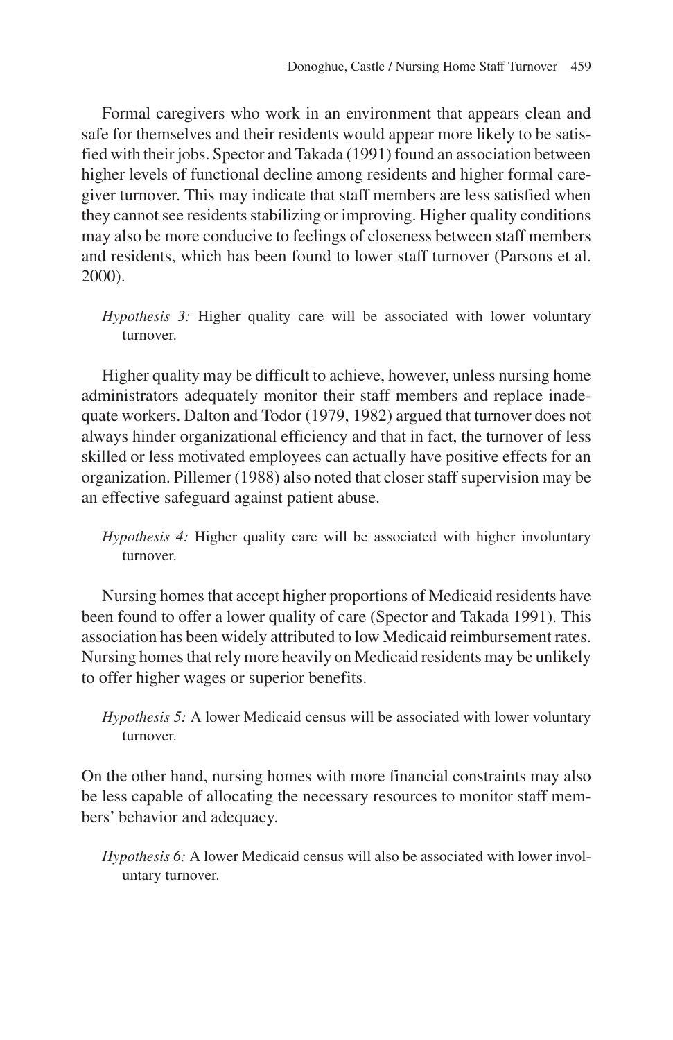Formal caregivers who work in an environment that appears clean and safe for themselves and their residents would appear more likely to be satisfied with their jobs. Spector and Takada (1991) found an association between higher levels of functional decline among residents and higher formal caregiver turnover. This may indicate that staff members are less satisfied when they cannot see residents stabilizing or improving. Higher quality conditions may also be more conducive to feelings of closeness between staff members and residents, which has been found to lower staff turnover (Parsons et al. 2000).

> *Hypothesis 3:* Higher quality care will be associated with lower voluntary turnover.

Higher quality may be difficult to achieve, however, unless nursing home administrators adequately monitor their staff members and replace inadequate workers. Dalton and Todor (1979, 1982) argued that turnover does not always hinder organizational efficiency and that in fact, the turnover of less skilled or less motivated employees can actually have positive effects for an organization. Pillemer (1988) also noted that closer staff supervision may be an effective safeguard against patient abuse.

> *Hypothesis 4:* Higher quality care will be associated with higher involuntary turnover.

Nursing homes that accept higher proportions of Medicaid residents have been found to offer a lower quality of care (Spector and Takada 1991). This association has been widely attributed to low Medicaid reimbursement rates. Nursing homes that rely more heavily on Medicaid residents may be unlikely to offer higher wages or superior benefits.

> *Hypothesis 5:* A lower Medicaid census will be associated with lower voluntary turnover.

On the other hand, nursing homes with more financial constraints may also be less capable of allocating the necessary resources to monitor staff members' behavior and adequacy.

> *Hypothesis 6:* A lower Medicaid census will also be associated with lower involuntary turnover.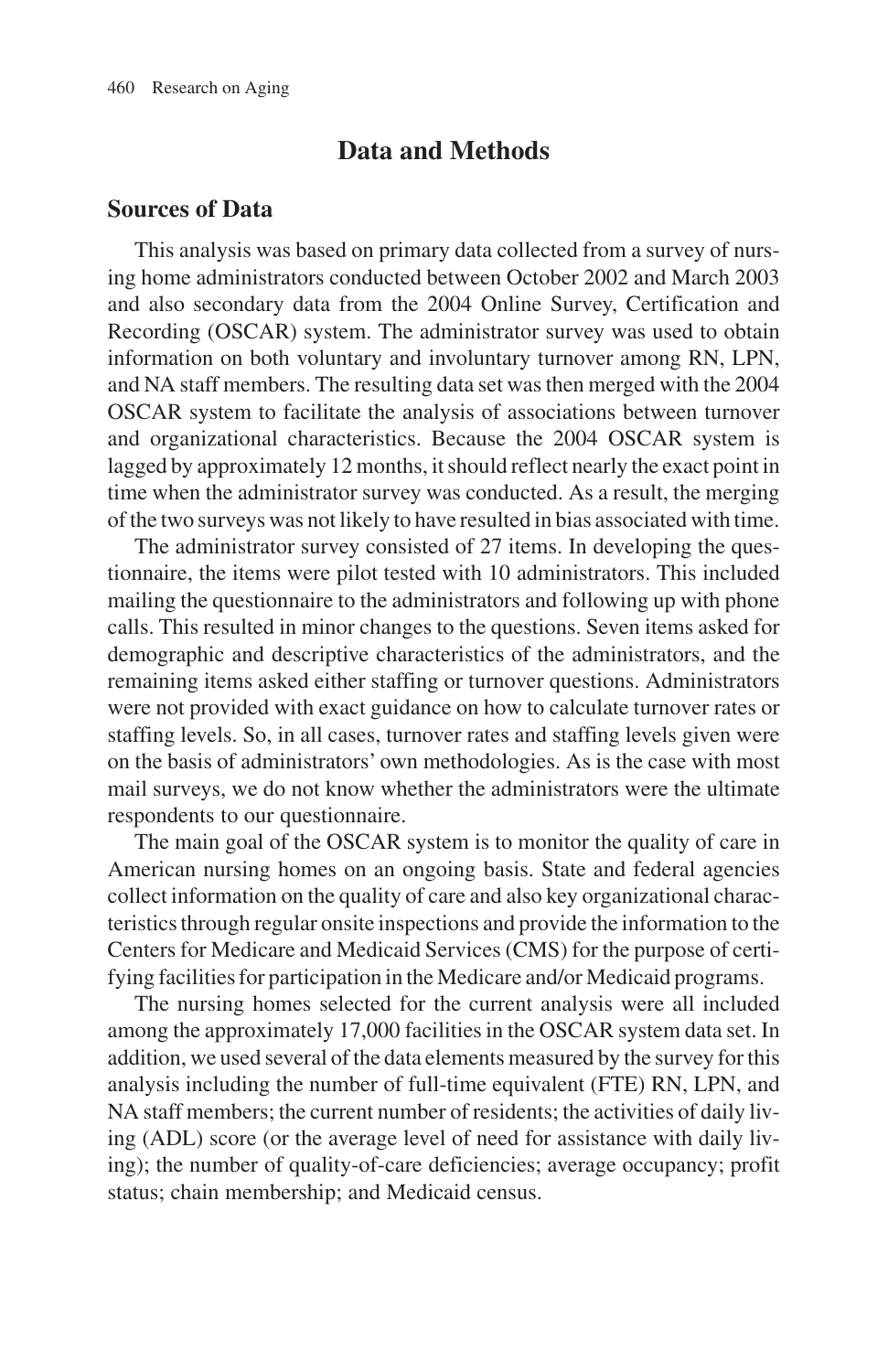## Data and Methods

### Sources of Data

This analysis was based on primary data collected from a survey of nursing home administrators conducted between October 2002 and March 2003 and also secondary data from the 2004 Online Survey, Certification and Recording (OSCAR) system. The administrator survey was used to obtain information on both voluntary and involuntary turnover among RN, LPN, and NA staff members. The resulting data set was then merged with the 2004 OSCAR system to facilitate the analysis of associations between turnover and organizational characteristics. Because the 2004 OSCAR system is lagged by approximately 12 months, it should reflect nearly the exact point in time when the administrator survey was conducted. As a result, the merging of the two surveys was not likely to have resulted in bias associated with time.

The administrator survey consisted of 27 items. In developing the questionnaire, the items were pilot tested with 10 administrators. This included mailing the questionnaire to the administrators and following up with phone calls. This resulted in minor changes to the questions. Seven items asked for demographic and descriptive characteristics of the administrators, and the remaining items asked either staffing or turnover questions. Administrators were not provided with exact guidance on how to calculate turnover rates or staffing levels. So, in all cases, turnover rates and staffing levels given were on the basis of administrators' own methodologies. As is the case with most mail surveys, we do not know whether the administrators were the ultimate respondents to our questionnaire.

The main goal of the OSCAR system is to monitor the quality of care in American nursing homes on an ongoing basis. State and federal agencies collect information on the quality of care and also key organizational characteristics through regular onsite inspections and provide the information to the Centers for Medicare and Medicaid Services (CMS) for the purpose of certifying facilities for participation in the Medicare and/or Medicaid programs.

The nursing homes selected for the current analysis were all included among the approximately 17,000 facilities in the OSCAR system data set. In addition, we used several of the data elements measured by the survey for this analysis including the number of full-time equivalent (FTE) RN, LPN, and NA staff members; the current number of residents; the activities of daily living (ADL) score (or the average level of need for assistance with daily living); the number of quality-of-care deficiencies; average occupancy; profit status; chain membership; and Medicaid census.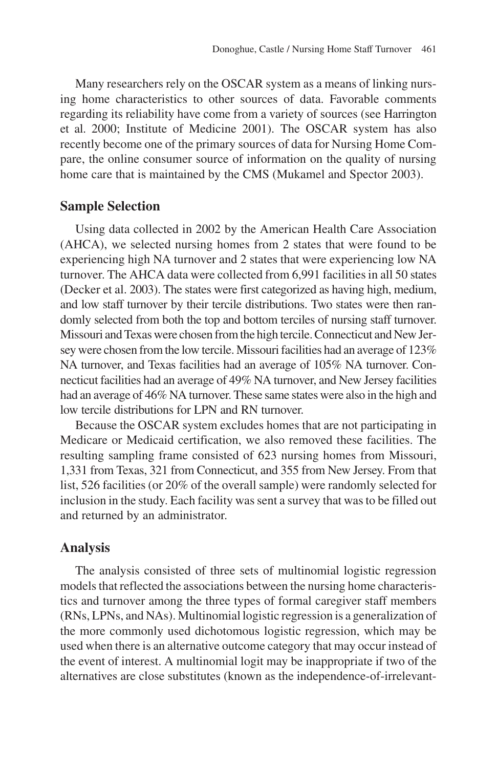Many researchers rely on the OSCAR system as a means of linking nursing home characteristics to other sources of data. Favorable comments regarding its reliability have come from a variety of sources (see Harrington et al. 2000; Institute of Medicine 2001). The OSCAR system has also recently become one of the primary sources of data for Nursing Home Compare, the online consumer source of information on the quality of nursing home care that is maintained by the CMS (Mukamel and Spector 2003).

## Sample Selection

Using data collected in 2002 by the American Health Care Association (AHCA), we selected nursing homes from 2 states that were found to be experiencing high NA turnover and 2 states that were experiencing low NA turnover. The AHCA data were collected from 6,991 facilities in all 50 states (Decker et al. 2003). The states were first categorized as having high, medium, and low staff turnover by their tercile distributions. Two states were then randomly selected from both the top and bottom terciles of nursing staff turnover. Missouri and Texas were chosen from the high tercile. Connecticut and New Jersey were chosen from the low tercile. Missouri facilities had an average of 123% NA turnover, and Texas facilities had an average of 105% NA turnover. Connecticut facilities had an average of 49% NA turnover, and New Jersey facilities had an average of 46% NA turnover. These same states were also in the high and low tercile distributions for LPN and RN turnover.

Because the OSCAR system excludes homes that are not participating in Medicare or Medicaid certification, we also removed these facilities. The resulting sampling frame consisted of 623 nursing homes from Missouri, 1,331 from Texas, 321 from Connecticut, and 355 from New Jersey. From that list, 526 facilities (or 20% of the overall sample) were randomly selected for inclusion in the study. Each facility was sent a survey that was to be filled out and returned by an administrator.

## Analysis

The analysis consisted of three sets of multinomial logistic regression models that reflected the associations between the nursing home characteristics and turnover among the three types of formal caregiver staff members (RNs, LPNs, and NAs). Multinomial logistic regression is a generalization of the more commonly used dichotomous logistic regression, which may be used when there is an alternative outcome category that may occur instead of the event of interest. A multinomial logit may be inappropriate if two of the alternatives are close substitutes (known as the independence-of-irrelevant-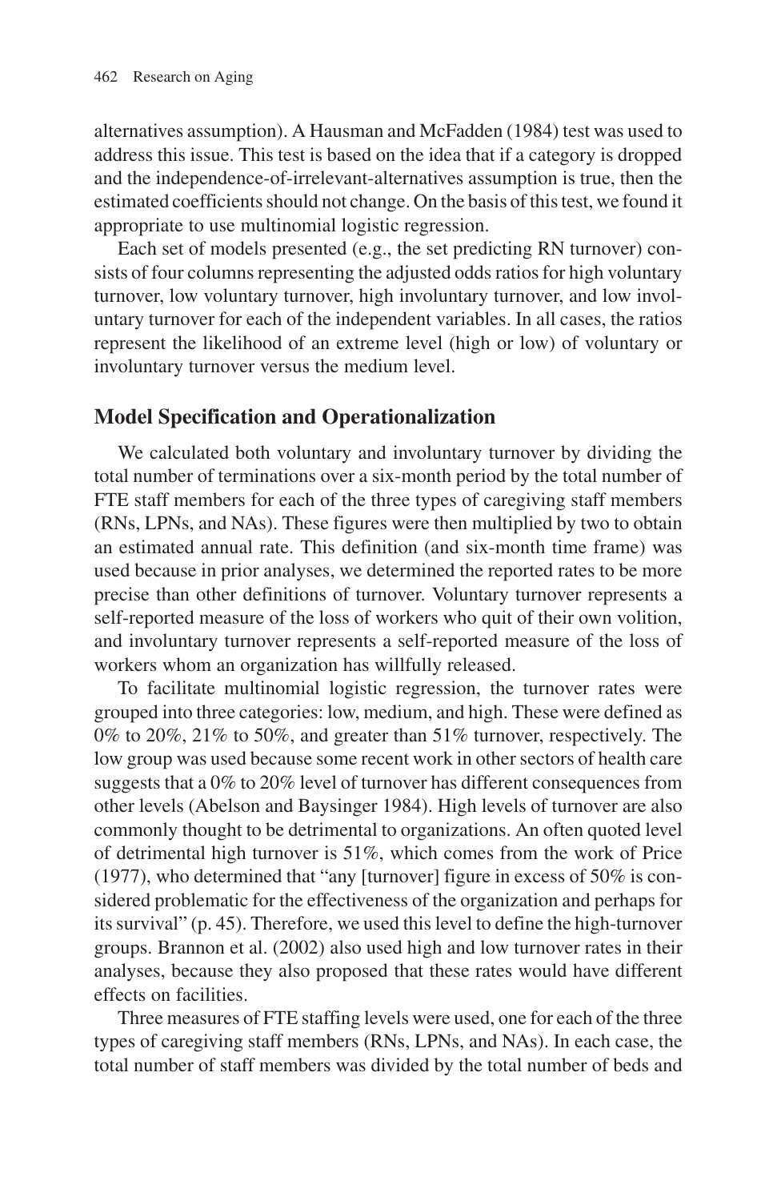alternatives assumption). A Hausman and McFadden (1984) test was used to address this issue. This test is based on the idea that if a category is dropped and the independence-of-irrelevant-alternatives assumption is true, then the estimated coefficients should not change. On the basis of this test, we found it appropriate to use multinomial logistic regression.

Each set of models presented (e.g., the set predicting RN turnover) consists of four columns representing the adjusted odds ratios for high voluntary turnover, low voluntary turnover, high involuntary turnover, and low involuntary turnover for each of the independent variables. In all cases, the ratios represent the likelihood of an extreme level (high or low) of voluntary or involuntary turnover versus the medium level.

## Model Specification and Operationalization

We calculated both voluntary and involuntary turnover by dividing the total number of terminations over a six-month period by the total number of FTE staff members for each of the three types of caregiving staff members (RNs, LPNs, and NAs). These figures were then multiplied by two to obtain an estimated annual rate. This definition (and six-month time frame) was used because in prior analyses, we determined the reported rates to be more precise than other definitions of turnover. Voluntary turnover represents a self-reported measure of the loss of workers who quit of their own volition, and involuntary turnover represents a self-reported measure of the loss of workers whom an organization has willfully released.

To facilitate multinomial logistic regression, the turnover rates were grouped into three categories: low, medium, and high. These were defined as 0% to 20%, 21% to 50%, and greater than 51% turnover, respectively. The low group was used because some recent work in other sectors of health care suggests that a 0% to 20% level of turnover has different consequences from other levels (Abelson and Baysinger 1984). High levels of turnover are also commonly thought to be detrimental to organizations. An often quoted level of detrimental high turnover is 51%, which comes from the work of Price (1977), who determined that "any [turnover] figure in excess of 50% is considered problematic for the effectiveness of the organization and perhaps for its survival" (p. 45). Therefore, we used this level to define the high-turnover groups. Brannon et al. (2002) also used high and low turnover rates in their analyses, because they also proposed that these rates would have different effects on facilities.

Three measures of FTE staffing levels were used, one for each of the three types of caregiving staff members (RNs, LPNs, and NAs). In each case, the total number of staff members was divided by the total number of beds and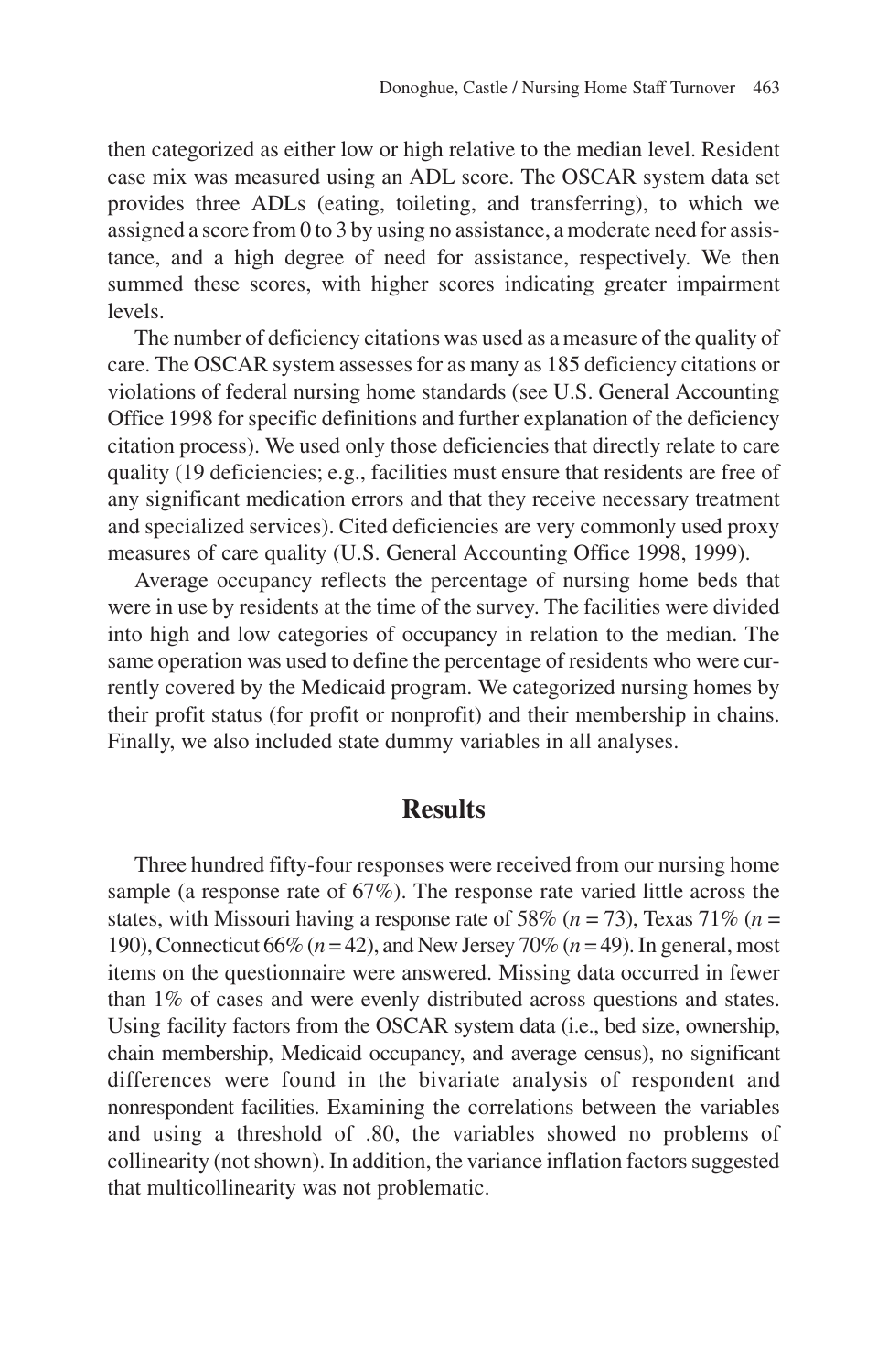then categorized as either low or high relative to the median level. Resident case mix was measured using an ADL score. The OSCAR system data set provides three ADLs (eating, toileting, and transferring), to which we assigned a score from 0 to 3 by using no assistance, a moderate need for assistance, and a high degree of need for assistance, respectively. We then summed these scores, with higher scores indicating greater impairment levels.

The number of deficiency citations was used as a measure of the quality of care. The OSCAR system assesses for as many as 185 deficiency citations or violations of federal nursing home standards (see U.S. General Accounting Office 1998 for specific definitions and further explanation of the deficiency citation process). We used only those deficiencies that directly relate to care quality (19 deficiencies; e.g., facilities must ensure that residents are free of any significant medication errors and that they receive necessary treatment and specialized services). Cited deficiencies are very commonly used proxy measures of care quality (U.S. General Accounting Office 1998, 1999).

Average occupancy reflects the percentage of nursing home beds that were in use by residents at the time of the survey. The facilities were divided into high and low categories of occupancy in relation to the median. The same operation was used to define the percentage of residents who were currently covered by the Medicaid program. We categorized nursing homes by their profit status (for profit or nonprofit) and their membership in chains. Finally, we also included state dummy variables in all analyses.

## Results

Three hundred fifty-four responses were received from our nursing home sample (a response rate of 67%). The response rate varied little across the states, with Missouri having a response rate of 58% ($n = 73$), Texas 71% ($n = 190$), Connecticut 66% ($n = 42$), and New Jersey 70% ($n = 49$). In general, most items on the questionnaire were answered. Missing data occurred in fewer than 1% of cases and were evenly distributed across questions and states. Using facility factors from the OSCAR system data (i.e., bed size, ownership, chain membership, Medicaid occupancy, and average census), no significant differences were found in the bivariate analysis of respondent and nonrespondent facilities. Examining the correlations between the variables and using a threshold of .80, the variables showed no problems of collinearity (not shown). In addition, the variance inflation factors suggested that multicollinearity was not problematic.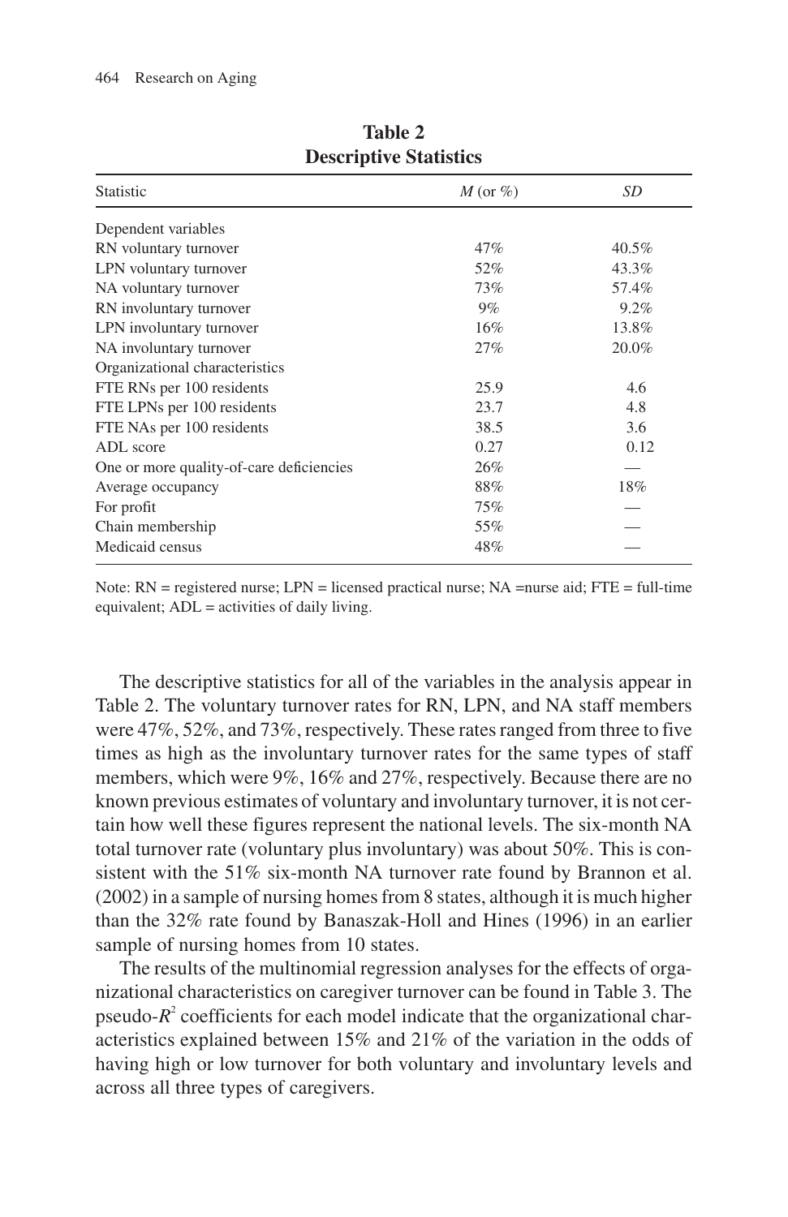**Table 2**
**Descriptive Statistics**

| Statistic | *M* (or %) | *SD* |
|---|---|---|
| Dependent variables | | |
| RN voluntary turnover | 47% | 40.5% |
| LPN voluntary turnover | 52% | 43.3% |
| NA voluntary turnover | 73% | 57.4% |
| RN involuntary turnover | 9% | 9.2% |
| LPN involuntary turnover | 16% | 13.8% |
| NA involuntary turnover | 27% | 20.0% |
| Organizational characteristics | | |
| FTE RNs per 100 residents | 25.9 | 4.6 |
| FTE LPNs per 100 residents | 23.7 | 4.8 |
| FTE NAs per 100 residents | 38.5 | 3.6 |
| ADL score | 0.27 | 0.12 |
| One or more quality-of-care deficiencies | 26% | — |
| Average occupancy | 88% | 18% |
| For profit | 75% | — |
| Chain membership | 55% | — |
| Medicaid census | 48% | — |

Note: RN = registered nurse; LPN = licensed practical nurse; NA =nurse aid; FTE = full-time equivalent; ADL = activities of daily living.

The descriptive statistics for all of the variables in the analysis appear in Table 2. The voluntary turnover rates for RN, LPN, and NA staff members were 47%, 52%, and 73%, respectively. These rates ranged from three to five times as high as the involuntary turnover rates for the same types of staff members, which were 9%, 16% and 27%, respectively. Because there are no known previous estimates of voluntary and involuntary turnover, it is not certain how well these figures represent the national levels. The six-month NA total turnover rate (voluntary plus involuntary) was about 50%. This is consistent with the 51% six-month NA turnover rate found by Brannon et al. (2002) in a sample of nursing homes from 8 states, although it is much higher than the 32% rate found by Banaszak-Holl and Hines (1996) in an earlier sample of nursing homes from 10 states.

The results of the multinomial regression analyses for the effects of organizational characteristics on caregiver turnover can be found in Table 3. The pseudo-$R^2$ coefficients for each model indicate that the organizational characteristics explained between 15% and 21% of the variation in the odds of having high or low turnover for both voluntary and involuntary levels and across all three types of caregivers.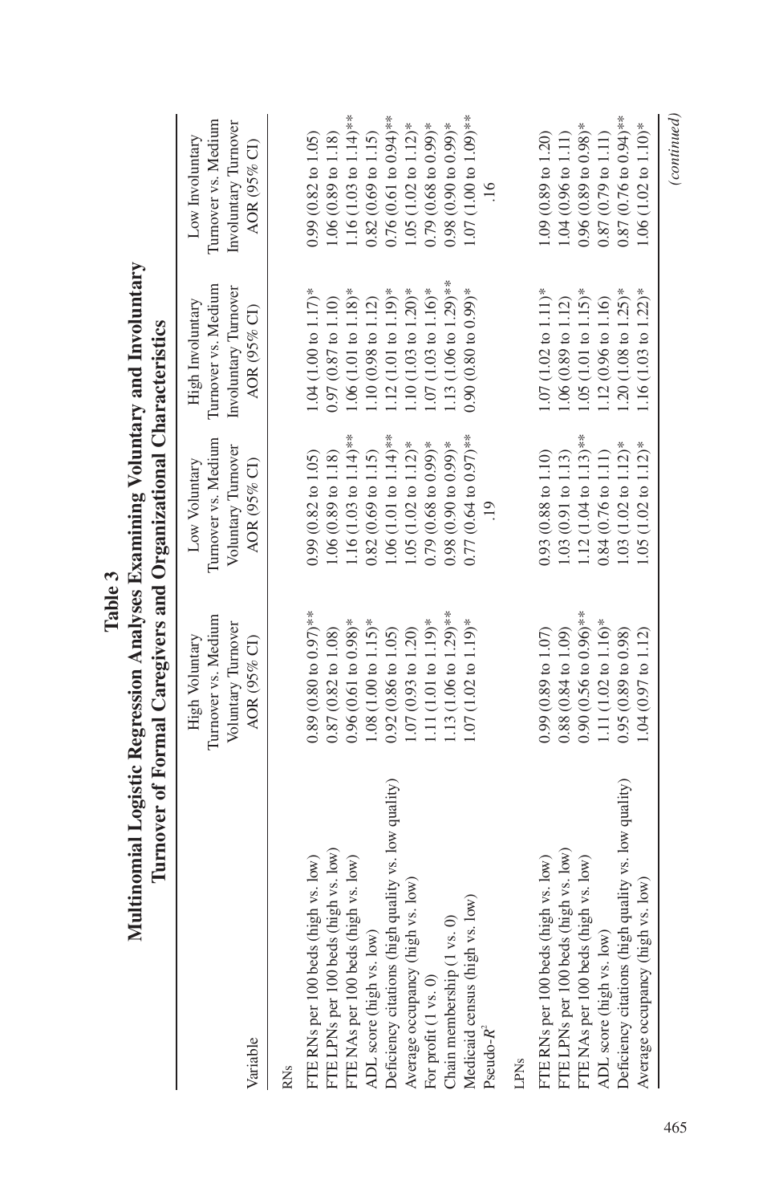**Table 3**

**Multinomial Logistic Regression Analyses Examining Voluntary and Involuntary Turnover of Formal Caregivers and Organizational Characteristics**

| Variable | High Voluntary Turnover vs. Medium Voluntary Turnover AOR (95% CI) | Low Voluntary Turnover vs. Medium Voluntary Turnover AOR (95% CI) | High Involuntary Turnover vs. Medium Involuntary Turnover AOR (95% CI) | Low Involuntary Turnover vs. Medium Involuntary Turnover AOR (95% CI) |
|---|---|---|---|---|
| RNs | | | | |
| FTE RNs per 100 beds (high vs. low) | 0.89 (0.80 to 0.97)** | 0.99 (0.82 to 1.05) | 1.04 (1.00 to 1.17)* | 0.99 (0.82 to 1.05) |
| FTE LPNs per 100 beds (high vs. low) | 0.87 (0.82 to 1.08) | 1.06 (0.89 to 1.18) | 0.97 (0.87 to 1.10) | 1.06 (0.89 to 1.18) |
| FTE NAs per 100 beds (high vs. low) | 0.96 (0.61 to 0.98)* | 1.16 (1.03 to 1.14)** | 1.06 (1.01 to 1.18)* | 1.16 (1.03 to 1.14)** |
| ADL score (high vs. low) | 1.08 (1.00 to 1.15)* | 0.82 (0.69 to 1.15) | 1.10 (0.98 to 1.12) | 0.82 (0.69 to 1.15) |
| Deficiency citations (high quality vs. low quality) | 0.92 (0.86 to 1.05) | 1.06 (1.01 to 1.14)** | 1.12 (1.01 to 1.19)* | 0.76 (0.61 to 0.94)** |
| Average occupancy (high vs. low) | 1.07 (0.93 to 1.20) | 1.05 (1.02 to 1.12)* | 1.10 (1.03 to 1.20)* | 1.05 (1.02 to 1.12)* |
| For profit (1 vs. 0) | 1.11 (1.01 to 1.19)* | 0.79 (0.68 to 0.99)* | 1.07 (1.03 to 1.16)* | 0.79 (0.68 to 0.99)* |
| Chain membership (1 vs. 0) | 1.13 (1.06 to 1.29)** | 0.98 (0.90 to 0.99)* | 1.13 (1.06 to 1.29)** | 0.98 (0.90 to 0.99)* |
| Medicaid census (high vs. low) | 1.07 (1.02 to 1.19)* | 0.77 (0.64 to 0.97)** | 0.90 (0.80 to 0.99)* | 1.07 (1.00 to 1.09)** |
| Pseudo-$R^2$ | | .19 | | .16 |
| LPNs | | | | |
| FTE RNs per 100 beds (high vs. low) | 0.99 (0.89 to 1.07) | 0.93 (0.88 to 1.10) | 1.07 (1.02 to 1.11)* | 1.09 (0.89 to 1.20) |
| FTE LPNs per 100 beds (high vs. low) | 0.88 (0.84 to 1.09) | 1.03 (0.91 to 1.13) | 1.06 (0.89 to 1.12) | 1.04 (0.96 to 1.11) |
| FTE NAs per 100 beds (high vs. low) | 0.90 (0.56 to 0.96)** | 1.12 (1.04 to 1.13)** | 1.05 (1.01 to 1.15)* | 0.96 (0.89 to 0.98)* |
| ADL score (high vs. low) | 1.11 (1.02 to 1.16)* | 0.84 (0.76 to 1.11) | 1.12 (0.96 to 1.16) | 0.87 (0.79 to 1.11) |
| Deficiency citations (high quality vs. low quality) | 0.95 (0.89 to 0.98) | 1.03 (1.02 to 1.12)* | 1.20 (1.08 to 1.25)* | 0.87 (0.76 to 0.94)** |
| Average occupancy (high vs. low) | 1.04 (0.97 to 1.12) | 1.05 (1.02 to 1.12)* | 1.16 (1.03 to 1.22)* | 1.06 (1.02 to 1.10)* |

*(continued)*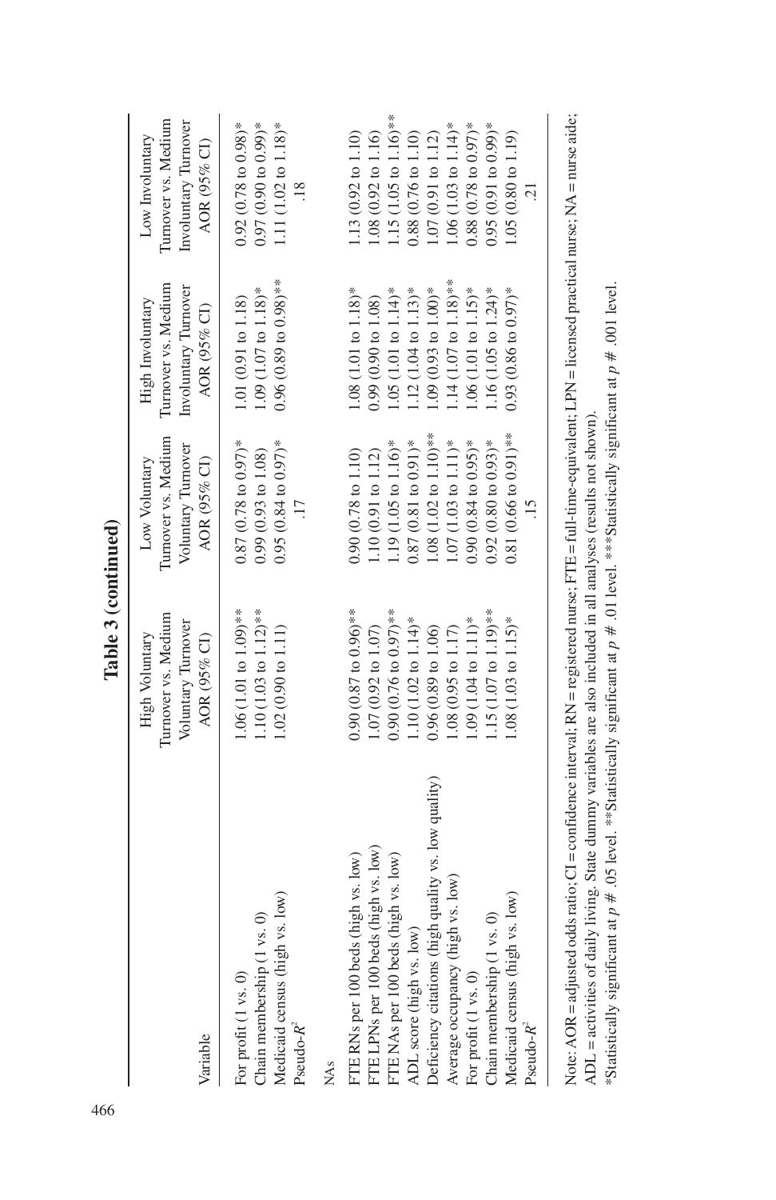**Table 3 (continued)**

| Variable | High Voluntary Turnover vs. Medium Voluntary Turnover AOR (95% CI) | Low Voluntary Turnover vs. Medium Voluntary Turnover AOR (95% CI) | High Involuntary Turnover vs. Medium Involuntary Turnover AOR (95% CI) | Low Involuntary Turnover vs. Medium Involuntary Turnover AOR (95% CI) |
|---|---|---|---|---|
| For profit (1 vs. 0) | 1.06 (1.01 to 1.09)** | 0.87 (0.78 to 0.97)* | 1.01 (0.91 to 1.18) | 0.92 (0.78 to 0.98)* |
| Chain membership (1 vs. 0) | 1.10 (1.03 to 1.12)** | 0.99 (0.93 to 1.08) | 1.09 (1.07 to 1.18)* | 0.97 (0.90 to 0.99)* |
| Medicaid census (high vs. low) | 1.02 (0.90 to 1.11) | 0.95 (0.84 to 0.97)* | 0.96 (0.89 to 0.98)** | 1.11 (1.02 to 1.18)* |
| Pseudo-$R^2$ | | .17 | | .18 |
| NAs | | | | |
| FTE RNs per 100 beds (high vs. low) | 0.90 (0.87 to 0.96)** | 0.90 (0.78 to 1.10) | 1.08 (1.01 to 1.18)* | 1.13 (0.92 to 1.10) |
| FTE LPNs per 100 beds (high vs. low) | 1.07 (0.92 to 1.07) | 1.10 (0.91 to 1.12) | 0.99 (0.90 to 1.08) | 1.08 (0.92 to 1.16) |
| FTE NAs per 100 beds (high vs. low) | 0.90 (0.76 to 0.97)** | 1.19 (1.05 to 1.16)* | 1.05 (1.01 to 1.14)* | 1.15 (1.05 to 1.16)** |
| ADL score (high vs. low) | 1.10 (1.02 to 1.14)* | 0.87 (0.81 to 0.91)* | 1.12 (1.04 to 1.13)* | 0.88 (0.76 to 1.10) |
| Deficiency citations (high quality vs. low quality) | 0.96 (0.89 to 1.06) | 1.08 (1.02 to 1.10)** | 1.09 (0.93 to 1.00)* | 1.07 (0.91 to 1.12) |
| Average occupancy (high vs. low) | 1.08 (0.95 to 1.17) | 1.07 (1.03 to 1.11)* | 1.14 (1.07 to 1.18)** | 1.06 (1.03 to 1.14)* |
| For profit (1 vs. 0) | 1.09 (1.04 to 1.11)* | 0.90 (0.84 to 0.95)* | 1.06 (1.01 to 1.15)* | 0.88 (0.78 to 0.97)* |
| Chain membership (1 vs. 0) | 1.15 (1.07 to 1.19)** | 0.92 (0.80 to 0.93)* | 1.16 (1.05 to 1.24)* | 0.95 (0.91 to 0.99)* |
| Medicaid census (high vs. low) | 1.08 (1.03 to 1.15)* | 0.81 (0.66 to 0.91)** | 0.93 (0.86 to 0.97)* | 1.05 (0.80 to 1.19) |
| Pseudo-$R^2$ | | .15 | | .21 |

Note: AOR = adjusted odds ratio; CI = confidence interval; RN = registered nurse; FTE = full-time-equivalent; LPN = licensed practical nurse; NA = nurse aide; ADL = activities of daily living. State dummy variables are also included in all analyses (results not shown).
*Statistically significant at $p$ # .05 level. **Statistically significant at $p$ # .01 level. ***Statistically significant at $p$ # .001 level.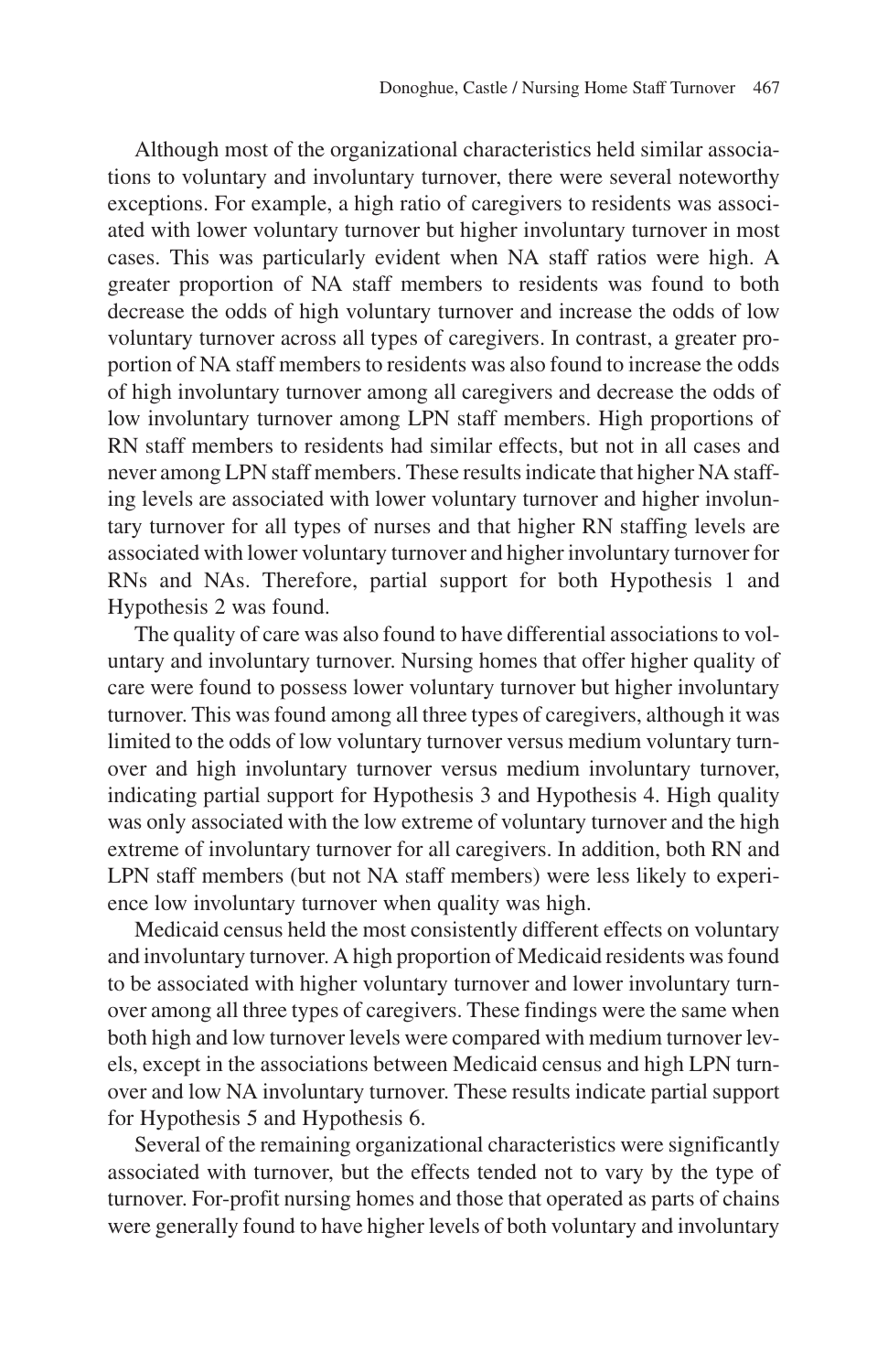Although most of the organizational characteristics held similar associations to voluntary and involuntary turnover, there were several noteworthy exceptions. For example, a high ratio of caregivers to residents was associated with lower voluntary turnover but higher involuntary turnover in most cases. This was particularly evident when NA staff ratios were high. A greater proportion of NA staff members to residents was found to both decrease the odds of high voluntary turnover and increase the odds of low voluntary turnover across all types of caregivers. In contrast, a greater proportion of NA staff members to residents was also found to increase the odds of high involuntary turnover among all caregivers and decrease the odds of low involuntary turnover among LPN staff members. High proportions of RN staff members to residents had similar effects, but not in all cases and never among LPN staff members. These results indicate that higher NA staffing levels are associated with lower voluntary turnover and higher involuntary turnover for all types of nurses and that higher RN staffing levels are associated with lower voluntary turnover and higher involuntary turnover for RNs and NAs. Therefore, partial support for both Hypothesis 1 and Hypothesis 2 was found.

The quality of care was also found to have differential associations to voluntary and involuntary turnover. Nursing homes that offer higher quality of care were found to possess lower voluntary turnover but higher involuntary turnover. This was found among all three types of caregivers, although it was limited to the odds of low voluntary turnover versus medium voluntary turnover and high involuntary turnover versus medium involuntary turnover, indicating partial support for Hypothesis 3 and Hypothesis 4. High quality was only associated with the low extreme of voluntary turnover and the high extreme of involuntary turnover for all caregivers. In addition, both RN and LPN staff members (but not NA staff members) were less likely to experience low involuntary turnover when quality was high.

Medicaid census held the most consistently different effects on voluntary and involuntary turnover. A high proportion of Medicaid residents was found to be associated with higher voluntary turnover and lower involuntary turnover among all three types of caregivers. These findings were the same when both high and low turnover levels were compared with medium turnover levels, except in the associations between Medicaid census and high LPN turnover and low NA involuntary turnover. These results indicate partial support for Hypothesis 5 and Hypothesis 6.

Several of the remaining organizational characteristics were significantly associated with turnover, but the effects tended not to vary by the type of turnover. For-profit nursing homes and those that operated as parts of chains were generally found to have higher levels of both voluntary and involuntary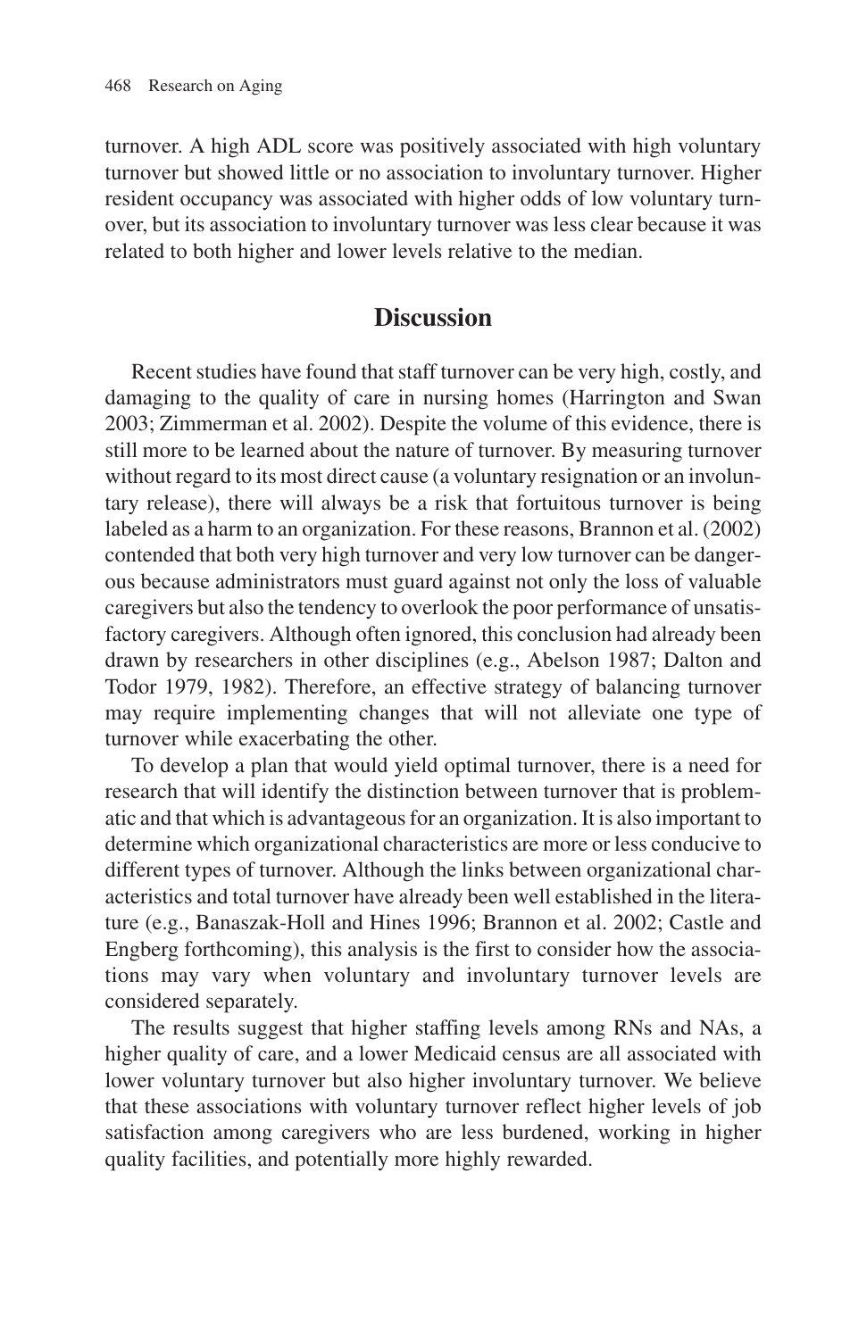turnover. A high ADL score was positively associated with high voluntary turnover but showed little or no association to involuntary turnover. Higher resident occupancy was associated with higher odds of low voluntary turnover, but its association to involuntary turnover was less clear because it was related to both higher and lower levels relative to the median.

## Discussion

Recent studies have found that staff turnover can be very high, costly, and damaging to the quality of care in nursing homes (Harrington and Swan 2003; Zimmerman et al. 2002). Despite the volume of this evidence, there is still more to be learned about the nature of turnover. By measuring turnover without regard to its most direct cause (a voluntary resignation or an involuntary release), there will always be a risk that fortuitous turnover is being labeled as a harm to an organization. For these reasons, Brannon et al. (2002) contended that both very high turnover and very low turnover can be dangerous because administrators must guard against not only the loss of valuable caregivers but also the tendency to overlook the poor performance of unsatisfactory caregivers. Although often ignored, this conclusion had already been drawn by researchers in other disciplines (e.g., Abelson 1987; Dalton and Todor 1979, 1982). Therefore, an effective strategy of balancing turnover may require implementing changes that will not alleviate one type of turnover while exacerbating the other.

To develop a plan that would yield optimal turnover, there is a need for research that will identify the distinction between turnover that is problematic and that which is advantageous for an organization. It is also important to determine which organizational characteristics are more or less conducive to different types of turnover. Although the links between organizational characteristics and total turnover have already been well established in the literature (e.g., Banaszak-Holl and Hines 1996; Brannon et al. 2002; Castle and Engberg forthcoming), this analysis is the first to consider how the associations may vary when voluntary and involuntary turnover levels are considered separately.

The results suggest that higher staffing levels among RNs and NAs, a higher quality of care, and a lower Medicaid census are all associated with lower voluntary turnover but also higher involuntary turnover. We believe that these associations with voluntary turnover reflect higher levels of job satisfaction among caregivers who are less burdened, working in higher quality facilities, and potentially more highly rewarded.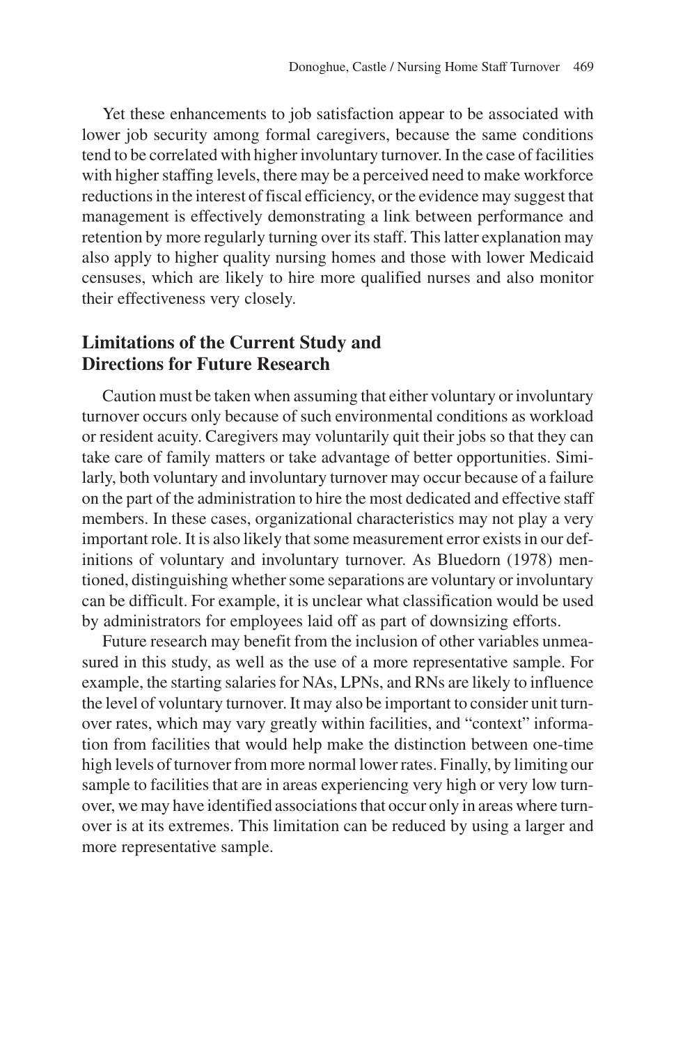Yet these enhancements to job satisfaction appear to be associated with lower job security among formal caregivers, because the same conditions tend to be correlated with higher involuntary turnover. In the case of facilities with higher staffing levels, there may be a perceived need to make workforce reductions in the interest of fiscal efficiency, or the evidence may suggest that management is effectively demonstrating a link between performance and retention by more regularly turning over its staff. This latter explanation may also apply to higher quality nursing homes and those with lower Medicaid censuses, which are likely to hire more qualified nurses and also monitor their effectiveness very closely.

## Limitations of the Current Study and Directions for Future Research

Caution must be taken when assuming that either voluntary or involuntary turnover occurs only because of such environmental conditions as workload or resident acuity. Caregivers may voluntarily quit their jobs so that they can take care of family matters or take advantage of better opportunities. Similarly, both voluntary and involuntary turnover may occur because of a failure on the part of the administration to hire the most dedicated and effective staff members. In these cases, organizational characteristics may not play a very important role. It is also likely that some measurement error exists in our definitions of voluntary and involuntary turnover. As Bluedorn (1978) mentioned, distinguishing whether some separations are voluntary or involuntary can be difficult. For example, it is unclear what classification would be used by administrators for employees laid off as part of downsizing efforts.

Future research may benefit from the inclusion of other variables unmeasured in this study, as well as the use of a more representative sample. For example, the starting salaries for NAs, LPNs, and RNs are likely to influence the level of voluntary turnover. It may also be important to consider unit turnover rates, which may vary greatly within facilities, and "context" information from facilities that would help make the distinction between one-time high levels of turnover from more normal lower rates. Finally, by limiting our sample to facilities that are in areas experiencing very high or very low turnover, we may have identified associations that occur only in areas where turnover is at its extremes. This limitation can be reduced by using a larger and more representative sample.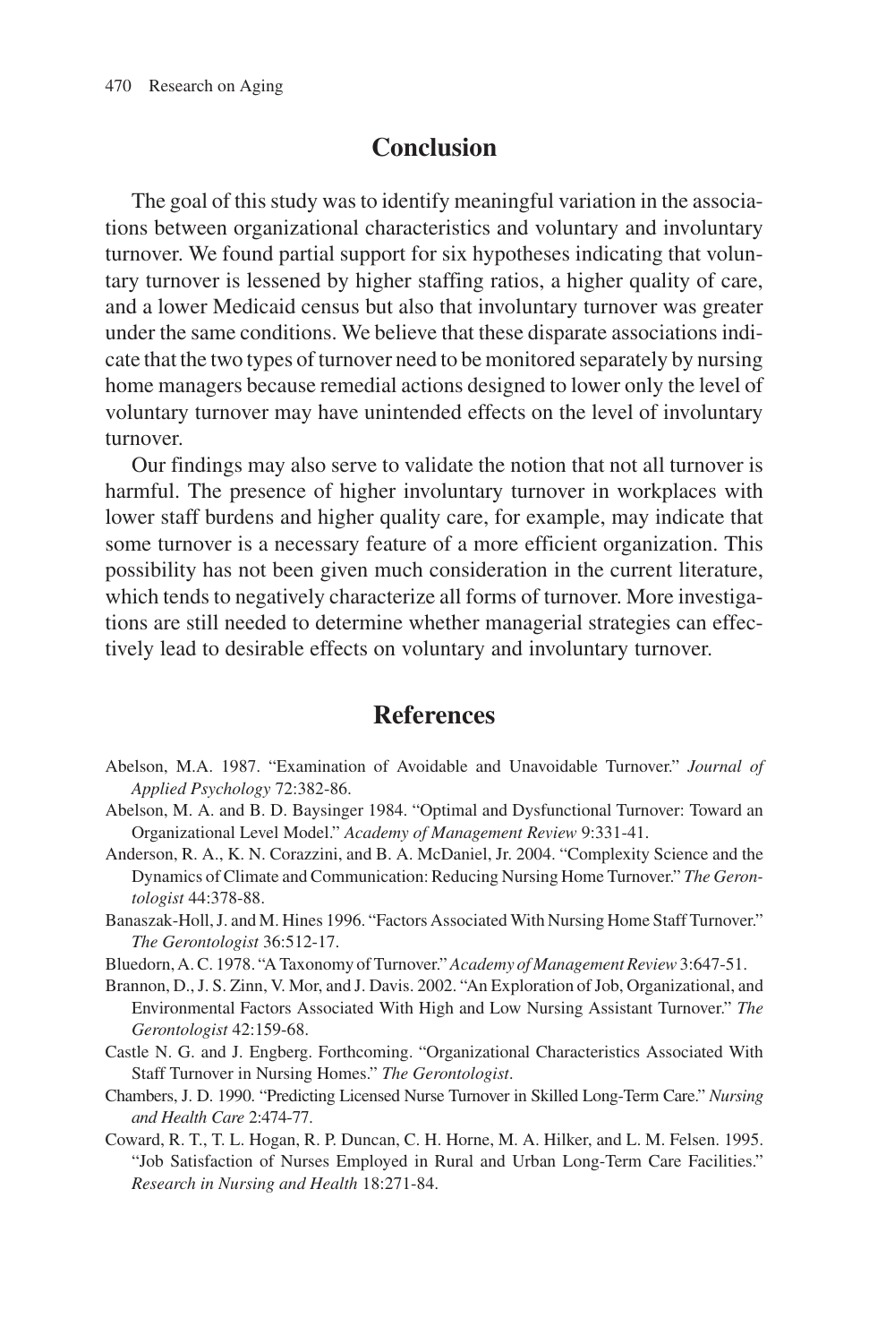## Conclusion

The goal of this study was to identify meaningful variation in the associations between organizational characteristics and voluntary and involuntary turnover. We found partial support for six hypotheses indicating that voluntary turnover is lessened by higher staffing ratios, a higher quality of care, and a lower Medicaid census but also that involuntary turnover was greater under the same conditions. We believe that these disparate associations indicate that the two types of turnover need to be monitored separately by nursing home managers because remedial actions designed to lower only the level of voluntary turnover may have unintended effects on the level of involuntary turnover.

Our findings may also serve to validate the notion that not all turnover is harmful. The presence of higher involuntary turnover in workplaces with lower staff burdens and higher quality care, for example, may indicate that some turnover is a necessary feature of a more efficient organization. This possibility has not been given much consideration in the current literature, which tends to negatively characterize all forms of turnover. More investigations are still needed to determine whether managerial strategies can effectively lead to desirable effects on voluntary and involuntary turnover.

## References

Abelson, M.A. 1987. "Examination of Avoidable and Unavoidable Turnover." *Journal of Applied Psychology* 72:382-86.

Abelson, M. A. and B. D. Baysinger 1984. "Optimal and Dysfunctional Turnover: Toward an Organizational Level Model." *Academy of Management Review* 9:331-41.

Anderson, R. A., K. N. Corazzini, and B. A. McDaniel, Jr. 2004. "Complexity Science and the Dynamics of Climate and Communication: Reducing Nursing Home Turnover." *The Gerontologist* 44:378-88.

Banaszak-Holl, J. and M. Hines 1996. "Factors Associated With Nursing Home Staff Turnover." *The Gerontologist* 36:512-17.

Bluedorn, A. C. 1978. "A Taxonomy of Turnover." *Academy of Management Review* 3:647-51.

Brannon, D., J. S. Zinn, V. Mor, and J. Davis. 2002. "An Exploration of Job, Organizational, and Environmental Factors Associated With High and Low Nursing Assistant Turnover." *The Gerontologist* 42:159-68.

Castle N. G. and J. Engberg. Forthcoming. "Organizational Characteristics Associated With Staff Turnover in Nursing Homes." *The Gerontologist*.

Chambers, J. D. 1990. "Predicting Licensed Nurse Turnover in Skilled Long-Term Care." *Nursing and Health Care* 2:474-77.

Coward, R. T., T. L. Hogan, R. P. Duncan, C. H. Horne, M. A. Hilker, and L. M. Felsen. 1995. "Job Satisfaction of Nurses Employed in Rural and Urban Long-Term Care Facilities." *Research in Nursing and Health* 18:271-84.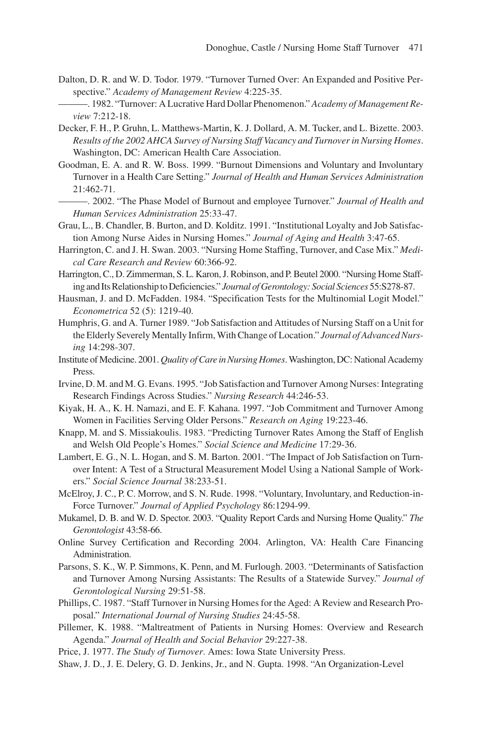Dalton, D. R. and W. D. Todor. 1979. "Turnover Turned Over: An Expanded and Positive Perspective." *Academy of Management Review* 4:225-35.

———. 1982. "Turnover: A Lucrative Hard Dollar Phenomenon." *Academy of Management Review* 7:212-18.

Decker, F. H., P. Gruhn, L. Matthews-Martin, K. J. Dollard, A. M. Tucker, and L. Bizette. 2003. *Results of the 2002 AHCA Survey of Nursing Staff Vacancy and Turnover in Nursing Homes*. Washington, DC: American Health Care Association.

Goodman, E. A. and R. W. Boss. 1999. "Burnout Dimensions and Voluntary and Involuntary Turnover in a Health Care Setting." *Journal of Health and Human Services Administration* 21:462-71.

———. 2002. "The Phase Model of Burnout and employee Turnover." *Journal of Health and Human Services Administration* 25:33-47.

Grau, L., B. Chandler, B. Burton, and D. Kolditz. 1991. "Institutional Loyalty and Job Satisfaction Among Nurse Aides in Nursing Homes." *Journal of Aging and Health* 3:47-65.

Harrington, C. and J. H. Swan. 2003. "Nursing Home Staffing, Turnover, and Case Mix." *Medical Care Research and Review* 60:366-92.

Harrington, C., D. Zimmerman, S. L. Karon, J. Robinson, and P. Beutel 2000. "Nursing Home Staffing and Its Relationship to Deficiencies." *Journal of Gerontology: Social Sciences* 55:S278-87.

Hausman, J. and D. McFadden. 1984. "Specification Tests for the Multinomial Logit Model." *Econometrica* 52 (5): 1219-40.

Humphris, G. and A. Turner 1989. "Job Satisfaction and Attitudes of Nursing Staff on a Unit for the Elderly Severely Mentally Infirm, With Change of Location." *Journal of Advanced Nursing* 14:298-307.

Institute of Medicine. 2001. *Quality of Care in Nursing Homes*. Washington, DC: National Academy Press.

Irvine, D. M. and M. G. Evans. 1995. "Job Satisfaction and Turnover Among Nurses: Integrating Research Findings Across Studies." *Nursing Research* 44:246-53.

Kiyak, H. A., K. H. Namazi, and E. F. Kahana. 1997. "Job Commitment and Turnover Among Women in Facilities Serving Older Persons." *Research on Aging* 19:223-46.

Knapp, M. and S. Missiakoulis. 1983. "Predicting Turnover Rates Among the Staff of English and Welsh Old People's Homes." *Social Science and Medicine* 17:29-36.

Lambert, E. G., N. L. Hogan, and S. M. Barton. 2001. "The Impact of Job Satisfaction on Turnover Intent: A Test of a Structural Measurement Model Using a National Sample of Workers." *Social Science Journal* 38:233-51.

McElroy, J. C., P. C. Morrow, and S. N. Rude. 1998. "Voluntary, Involuntary, and Reduction-in-Force Turnover." *Journal of Applied Psychology* 86:1294-99.

Mukamel, D. B. and W. D. Spector. 2003. "Quality Report Cards and Nursing Home Quality." *The Gerontologist* 43:58-66.

Online Survey Certification and Recording 2004. Arlington, VA: Health Care Financing Administration.

Parsons, S. K., W. P. Simmons, K. Penn, and M. Furlough. 2003. "Determinants of Satisfaction and Turnover Among Nursing Assistants: The Results of a Statewide Survey." *Journal of Gerontological Nursing* 29:51-58.

Phillips, C. 1987. "Staff Turnover in Nursing Homes for the Aged: A Review and Research Proposal." *International Journal of Nursing Studies* 24:45-58.

Pillemer, K. 1988. "Maltreatment of Patients in Nursing Homes: Overview and Research Agenda." *Journal of Health and Social Behavior* 29:227-38.

Price, J. 1977. *The Study of Turnover*. Ames: Iowa State University Press.

Shaw, J. D., J. E. Delery, G. D. Jenkins, Jr., and N. Gupta. 1998. "An Organization-Level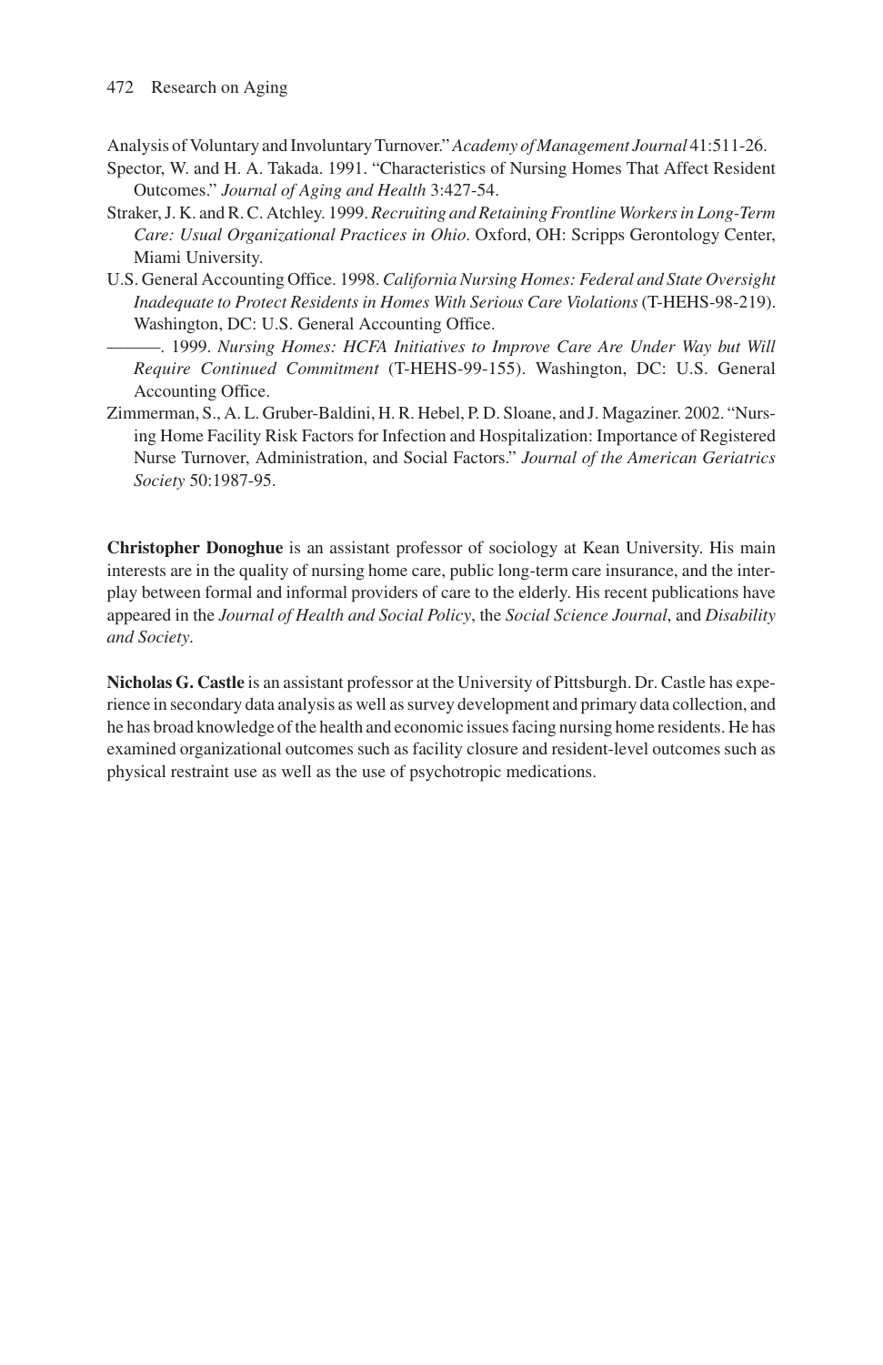Analysis of Voluntary and Involuntary Turnover." *Academy of Management Journal* 41:511-26.

Spector, W. and H. A. Takada. 1991. "Characteristics of Nursing Homes That Affect Resident Outcomes." *Journal of Aging and Health* 3:427-54.

Straker, J. K. and R. C. Atchley. 1999. *Recruiting and Retaining Frontline Workers in Long-Term Care: Usual Organizational Practices in Ohio*. Oxford, OH: Scripps Gerontology Center, Miami University.

U.S. General Accounting Office. 1998. *California Nursing Homes: Federal and State Oversight Inadequate to Protect Residents in Homes With Serious Care Violations* (T-HEHS-98-219). Washington, DC: U.S. General Accounting Office.

———. 1999. *Nursing Homes: HCFA Initiatives to Improve Care Are Under Way but Will Require Continued Commitment* (T-HEHS-99-155). Washington, DC: U.S. General Accounting Office.

Zimmerman, S., A. L. Gruber-Baldini, H. R. Hebel, P. D. Sloane, and J. Magaziner. 2002. "Nursing Home Facility Risk Factors for Infection and Hospitalization: Importance of Registered Nurse Turnover, Administration, and Social Factors." *Journal of the American Geriatrics Society* 50:1987-95.

**Christopher Donoghue** is an assistant professor of sociology at Kean University. His main interests are in the quality of nursing home care, public long-term care insurance, and the interplay between formal and informal providers of care to the elderly. His recent publications have appeared in the *Journal of Health and Social Policy*, the *Social Science Journal*, and *Disability and Society*.

**Nicholas G. Castle** is an assistant professor at the University of Pittsburgh. Dr. Castle has experience in secondary data analysis as well as survey development and primary data collection, and he has broad knowledge of the health and economic issues facing nursing home residents. He has examined organizational outcomes such as facility closure and resident-level outcomes such as physical restraint use as well as the use of psychotropic medications.